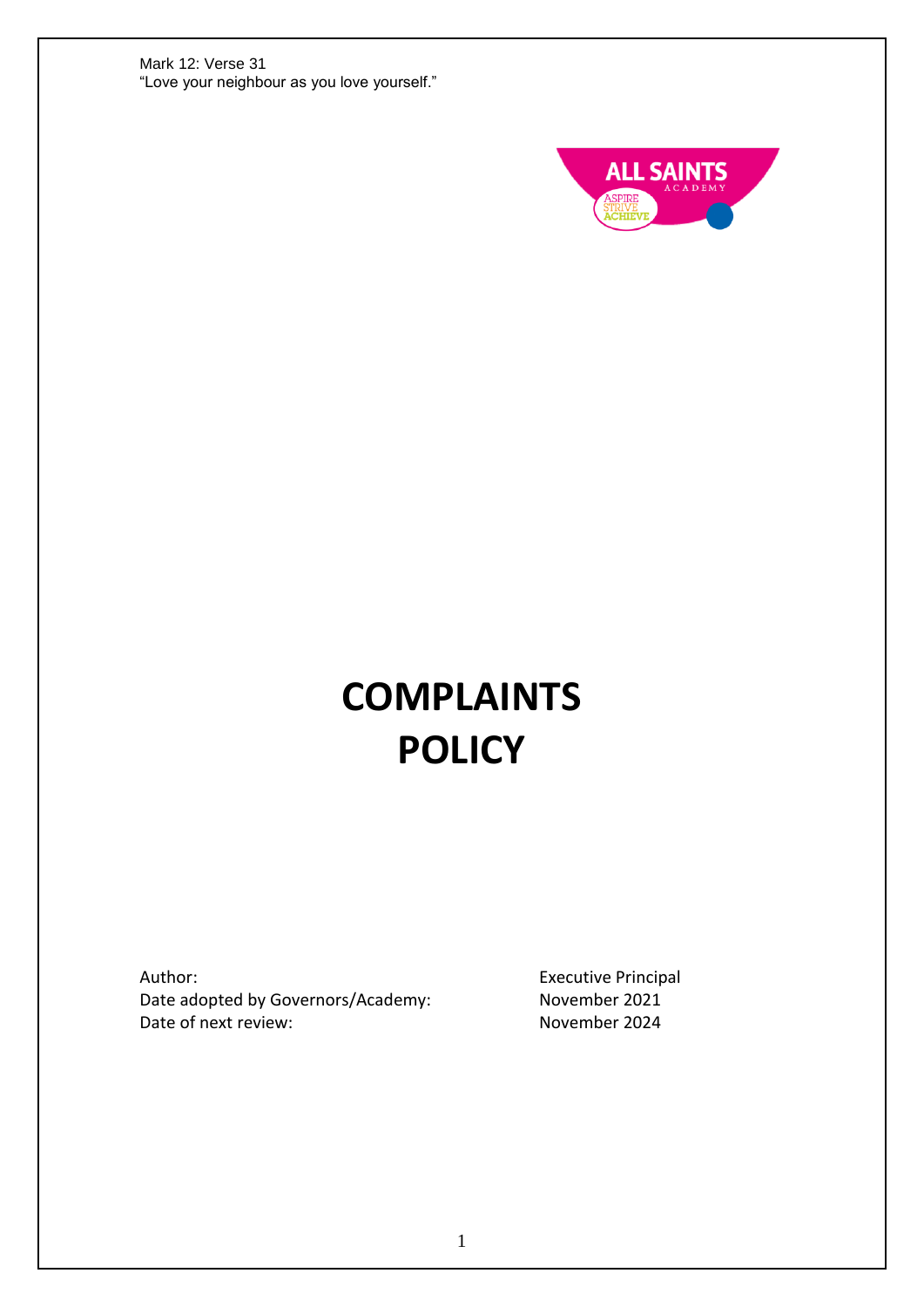Mark 12: Verse 31
"Love your neighbour as you love yourself."

# COMPLAINTS POLICY

Author: Executive Principal
Date adopted by Governors/Academy: November 2021
Date of next review: November 2024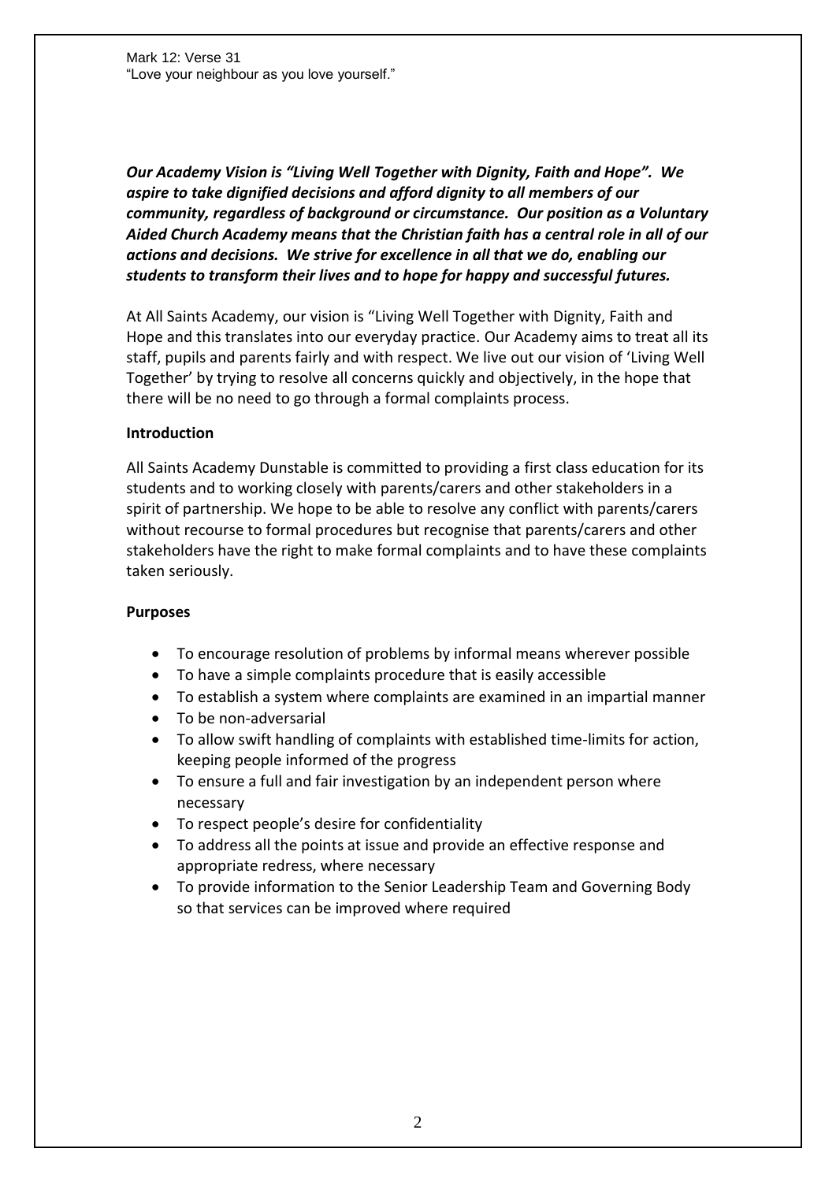Mark 12: Verse 31
"Love your neighbour as you love yourself."

***Our Academy Vision is "Living Well Together with Dignity, Faith and Hope". We aspire to take dignified decisions and afford dignity to all members of our community, regardless of background or circumstance. Our position as a Voluntary Aided Church Academy means that the Christian faith has a central role in all of our actions and decisions. We strive for excellence in all that we do, enabling our students to transform their lives and to hope for happy and successful futures.***

At All Saints Academy, our vision is "Living Well Together with Dignity, Faith and Hope and this translates into our everyday practice. Our Academy aims to treat all its staff, pupils and parents fairly and with respect. We live out our vision of 'Living Well Together' by trying to resolve all concerns quickly and objectively, in the hope that there will be no need to go through a formal complaints process.

**Introduction**

All Saints Academy Dunstable is committed to providing a first class education for its students and to working closely with parents/carers and other stakeholders in a spirit of partnership. We hope to be able to resolve any conflict with parents/carers without recourse to formal procedures but recognise that parents/carers and other stakeholders have the right to make formal complaints and to have these complaints taken seriously.

**Purposes**

- To encourage resolution of problems by informal means wherever possible
- To have a simple complaints procedure that is easily accessible
- To establish a system where complaints are examined in an impartial manner
- To be non-adversarial
- To allow swift handling of complaints with established time-limits for action, keeping people informed of the progress
- To ensure a full and fair investigation by an independent person where necessary
- To respect people's desire for confidentiality
- To address all the points at issue and provide an effective response and appropriate redress, where necessary
- To provide information to the Senior Leadership Team and Governing Body so that services can be improved where required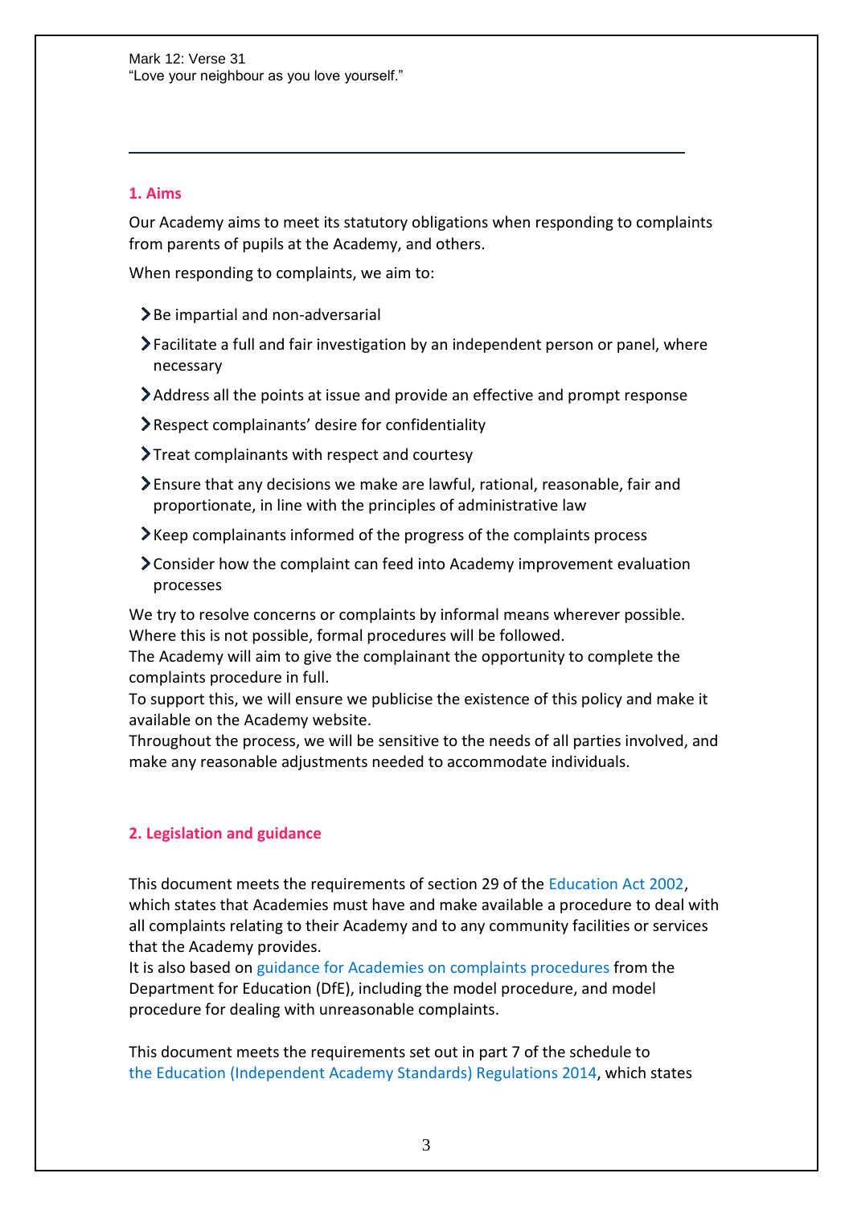Mark 12: Verse 31
"Love your neighbour as you love yourself."

---

## 1. Aims

Our Academy aims to meet its statutory obligations when responding to complaints from parents of pupils at the Academy, and others.

When responding to complaints, we aim to:

- Be impartial and non-adversarial
- Facilitate a full and fair investigation by an independent person or panel, where necessary
- Address all the points at issue and provide an effective and prompt response
- Respect complainants' desire for confidentiality
- Treat complainants with respect and courtesy
- Ensure that any decisions we make are lawful, rational, reasonable, fair and proportionate, in line with the principles of administrative law
- Keep complainants informed of the progress of the complaints process
- Consider how the complaint can feed into Academy improvement evaluation processes

We try to resolve concerns or complaints by informal means wherever possible. Where this is not possible, formal procedures will be followed.
The Academy will aim to give the complainant the opportunity to complete the complaints procedure in full.
To support this, we will ensure we publicise the existence of this policy and make it available on the Academy website.
Throughout the process, we will be sensitive to the needs of all parties involved, and make any reasonable adjustments needed to accommodate individuals.

## 2. Legislation and guidance

This document meets the requirements of section 29 of the Education Act 2002, which states that Academies must have and make available a procedure to deal with all complaints relating to their Academy and to any community facilities or services that the Academy provides.
It is also based on guidance for Academies on complaints procedures from the Department for Education (DfE), including the model procedure, and model procedure for dealing with unreasonable complaints.

This document meets the requirements set out in part 7 of the schedule to the Education (Independent Academy Standards) Regulations 2014, which states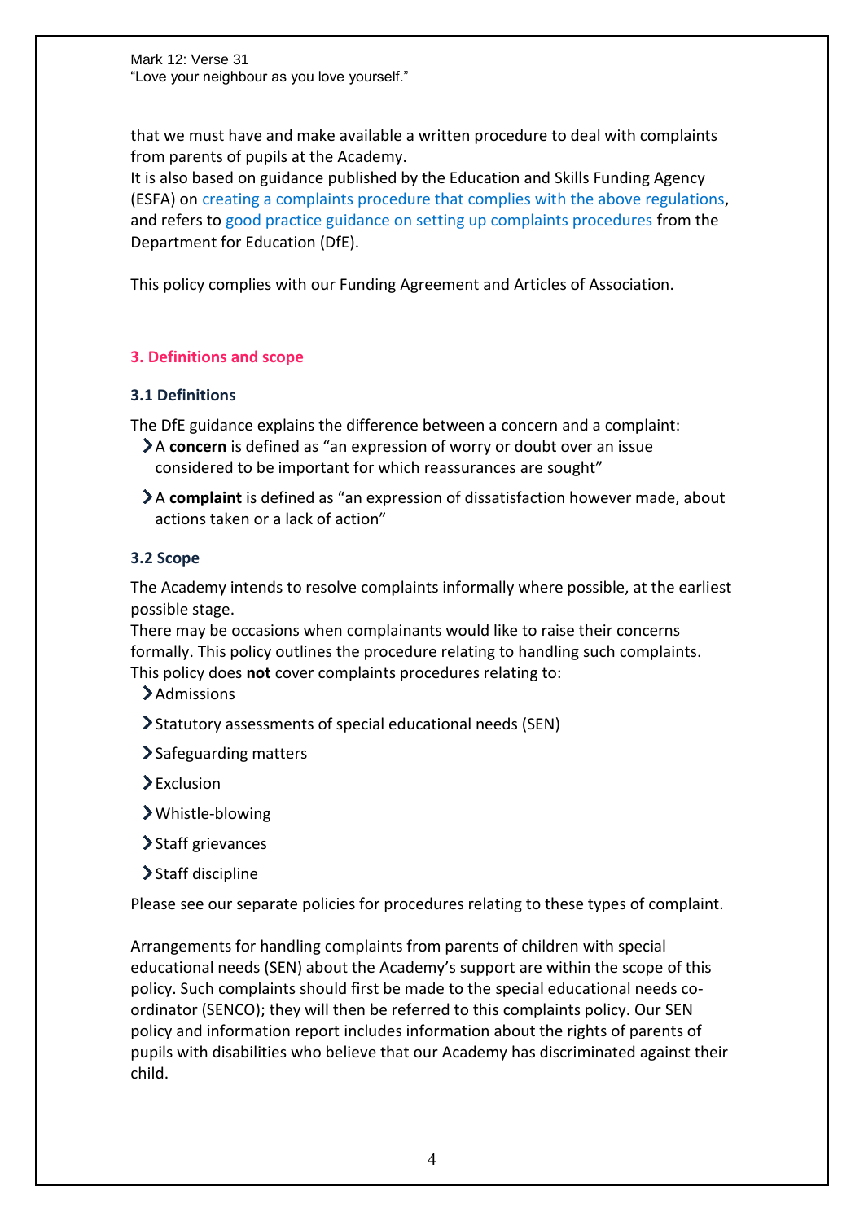that we must have and make available a written procedure to deal with complaints from parents of pupils at the Academy.
It is also based on guidance published by the Education and Skills Funding Agency (ESFA) on creating a complaints procedure that complies with the above regulations, and refers to good practice guidance on setting up complaints procedures from the Department for Education (DfE).

This policy complies with our Funding Agreement and Articles of Association.

## 3. Definitions and scope

### 3.1 Definitions

The DfE guidance explains the difference between a concern and a complaint:

- A **concern** is defined as "an expression of worry or doubt over an issue considered to be important for which reassurances are sought"
- A **complaint** is defined as "an expression of dissatisfaction however made, about actions taken or a lack of action"

### 3.2 Scope

The Academy intends to resolve complaints informally where possible, at the earliest possible stage.
There may be occasions when complainants would like to raise their concerns formally. This policy outlines the procedure relating to handling such complaints.
This policy does **not** cover complaints procedures relating to:

- Admissions
- Statutory assessments of special educational needs (SEN)
- Safeguarding matters
- Exclusion
- Whistle-blowing
- Staff grievances
- Staff discipline

Please see our separate policies for procedures relating to these types of complaint.

Arrangements for handling complaints from parents of children with special educational needs (SEN) about the Academy's support are within the scope of this policy. Such complaints should first be made to the special educational needs co-ordinator (SENCO); they will then be referred to this complaints policy. Our SEN policy and information report includes information about the rights of parents of pupils with disabilities who believe that our Academy has discriminated against their child.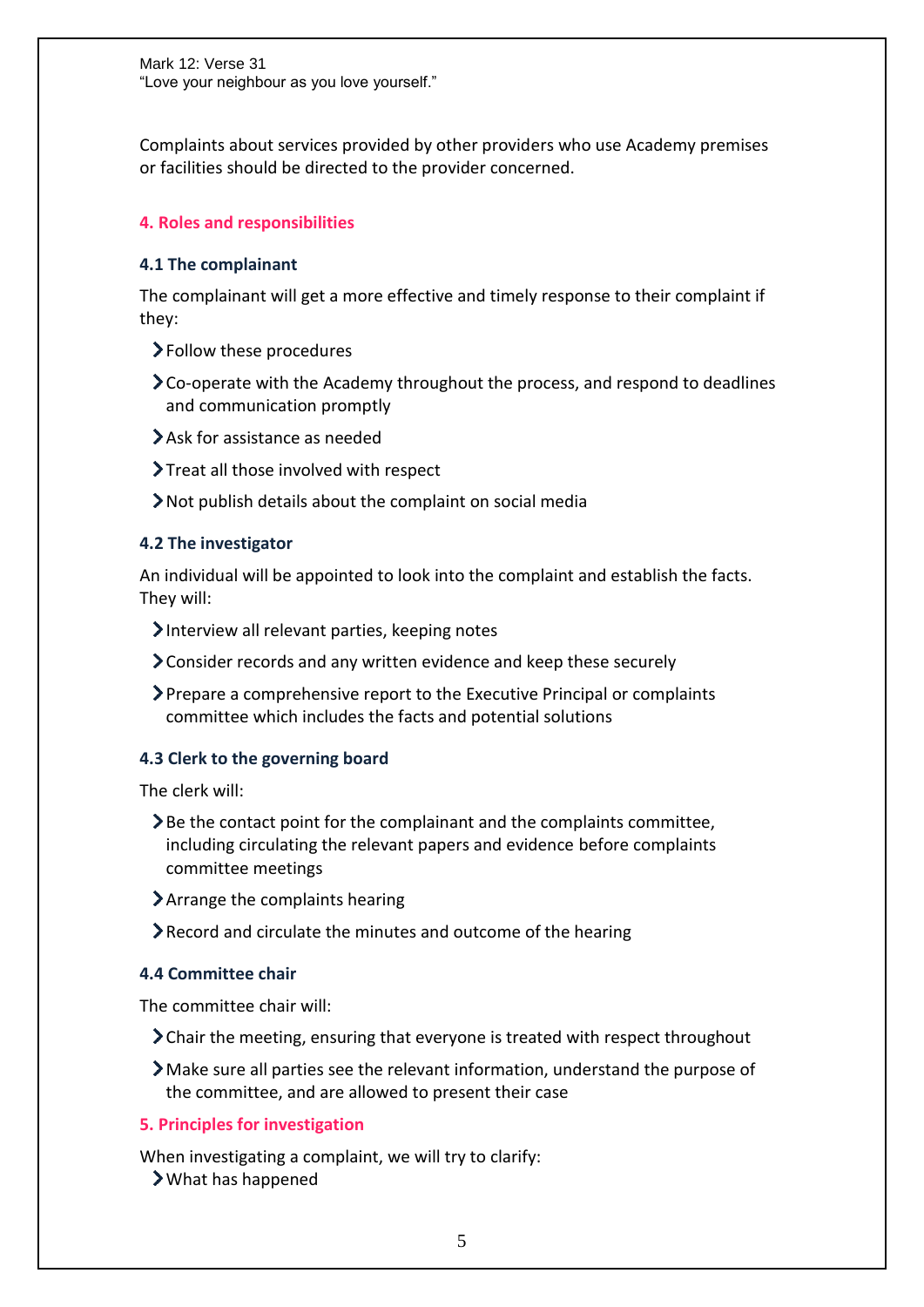Complaints about services provided by other providers who use Academy premises or facilities should be directed to the provider concerned.

## 4. Roles and responsibilities

### 4.1 The complainant

The complainant will get a more effective and timely response to their complaint if they:

- Follow these procedures
- Co-operate with the Academy throughout the process, and respond to deadlines and communication promptly
- Ask for assistance as needed
- Treat all those involved with respect
- Not publish details about the complaint on social media

### 4.2 The investigator

An individual will be appointed to look into the complaint and establish the facts. They will:

- Interview all relevant parties, keeping notes
- Consider records and any written evidence and keep these securely
- Prepare a comprehensive report to the Executive Principal or complaints committee which includes the facts and potential solutions

### 4.3 Clerk to the governing board

The clerk will:

- Be the contact point for the complainant and the complaints committee, including circulating the relevant papers and evidence before complaints committee meetings
- Arrange the complaints hearing
- Record and circulate the minutes and outcome of the hearing

### 4.4 Committee chair

The committee chair will:

- Chair the meeting, ensuring that everyone is treated with respect throughout
- Make sure all parties see the relevant information, understand the purpose of the committee, and are allowed to present their case

## 5. Principles for investigation

When investigating a complaint, we will try to clarify:

- What has happened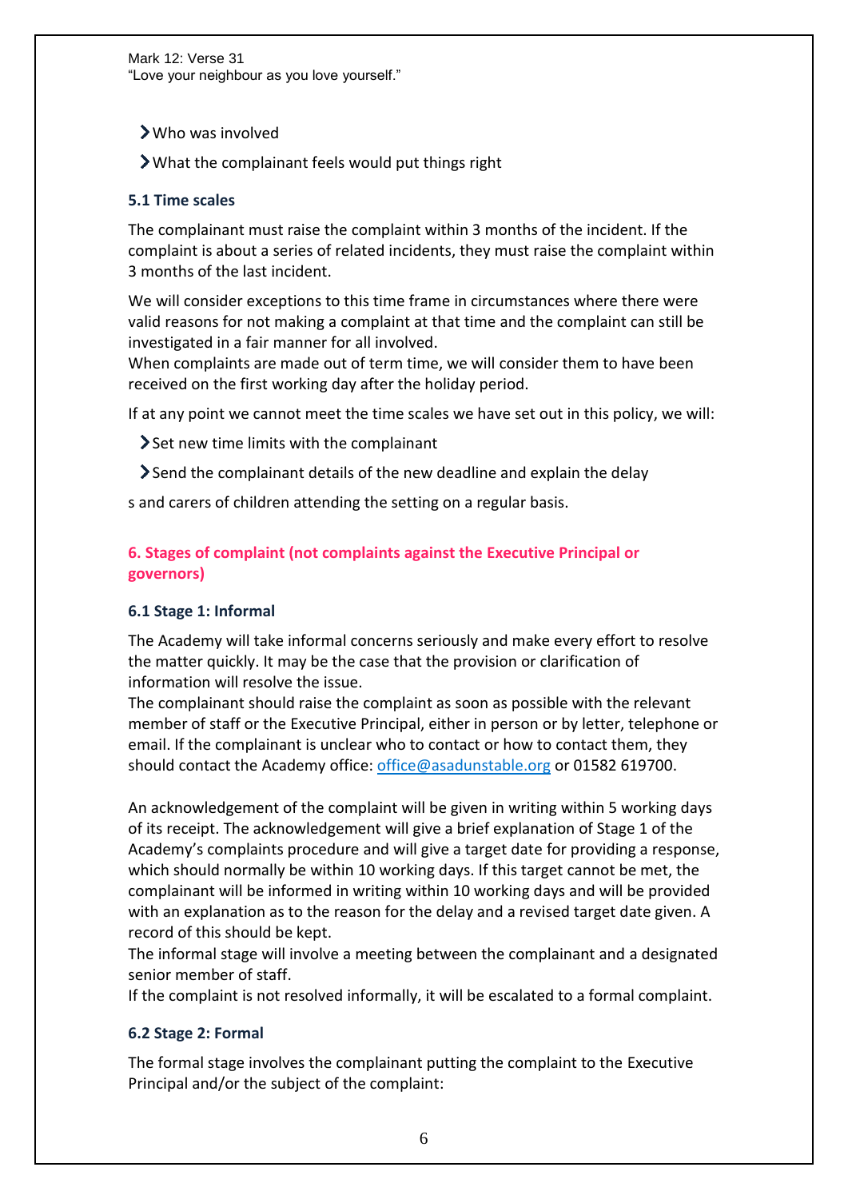- Who was involved
- What the complainant feels would put things right

### 5.1 Time scales

The complainant must raise the complaint within 3 months of the incident. If the complaint is about a series of related incidents, they must raise the complaint within 3 months of the last incident.

We will consider exceptions to this time frame in circumstances where there were valid reasons for not making a complaint at that time and the complaint can still be investigated in a fair manner for all involved.
When complaints are made out of term time, we will consider them to have been received on the first working day after the holiday period.

If at any point we cannot meet the time scales we have set out in this policy, we will:

- Set new time limits with the complainant
- Send the complainant details of the new deadline and explain the delay

s and carers of children attending the setting on a regular basis.

## 6. Stages of complaint (not complaints against the Executive Principal or governors)

### 6.1 Stage 1: Informal

The Academy will take informal concerns seriously and make every effort to resolve the matter quickly. It may be the case that the provision or clarification of information will resolve the issue.
The complainant should raise the complaint as soon as possible with the relevant member of staff or the Executive Principal, either in person or by letter, telephone or email. If the complainant is unclear who to contact or how to contact them, they should contact the Academy office: office@asadunstable.org or 01582 619700.

An acknowledgement of the complaint will be given in writing within 5 working days of its receipt. The acknowledgement will give a brief explanation of Stage 1 of the Academy's complaints procedure and will give a target date for providing a response, which should normally be within 10 working days. If this target cannot be met, the complainant will be informed in writing within 10 working days and will be provided with an explanation as to the reason for the delay and a revised target date given. A record of this should be kept.
The informal stage will involve a meeting between the complainant and a designated senior member of staff.
If the complaint is not resolved informally, it will be escalated to a formal complaint.

### 6.2 Stage 2: Formal

The formal stage involves the complainant putting the complaint to the Executive Principal and/or the subject of the complaint: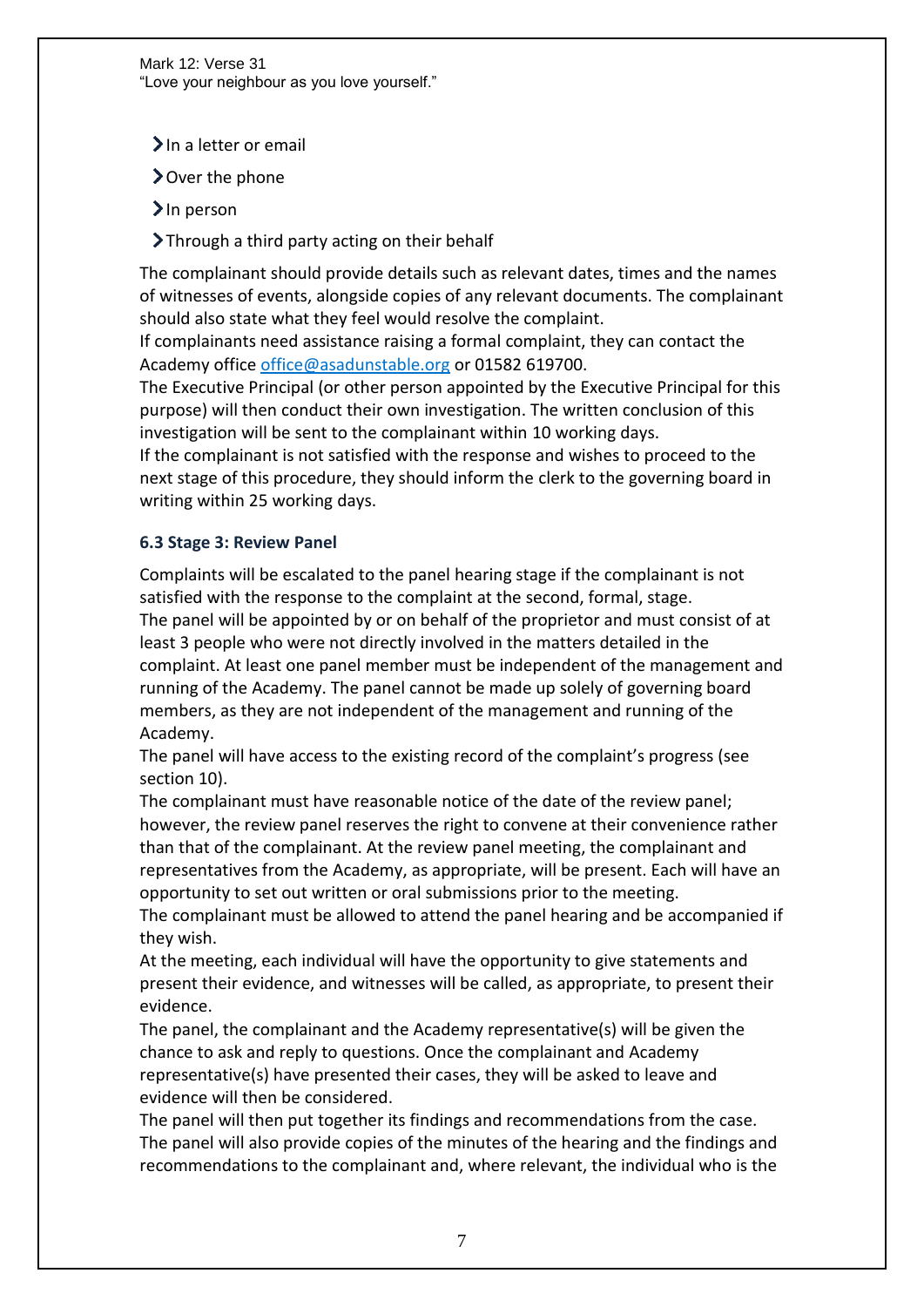- In a letter or email
- Over the phone
- In person
- Through a third party acting on their behalf

The complainant should provide details such as relevant dates, times and the names of witnesses of events, alongside copies of any relevant documents. The complainant should also state what they feel would resolve the complaint.

If complainants need assistance raising a formal complaint, they can contact the Academy office [office@asadunstable.org](mailto:office@asadunstable.org) or 01582 619700.

The Executive Principal (or other person appointed by the Executive Principal for this purpose) will then conduct their own investigation. The written conclusion of this investigation will be sent to the complainant within 10 working days.

If the complainant is not satisfied with the response and wishes to proceed to the next stage of this procedure, they should inform the clerk to the governing board in writing within 25 working days.

### 6.3 Stage 3: Review Panel

Complaints will be escalated to the panel hearing stage if the complainant is not satisfied with the response to the complaint at the second, formal, stage.

The panel will be appointed by or on behalf of the proprietor and must consist of at least 3 people who were not directly involved in the matters detailed in the complaint. At least one panel member must be independent of the management and running of the Academy. The panel cannot be made up solely of governing board members, as they are not independent of the management and running of the Academy.

The panel will have access to the existing record of the complaint's progress (see section 10).

The complainant must have reasonable notice of the date of the review panel; however, the review panel reserves the right to convene at their convenience rather than that of the complainant. At the review panel meeting, the complainant and representatives from the Academy, as appropriate, will be present. Each will have an opportunity to set out written or oral submissions prior to the meeting.

The complainant must be allowed to attend the panel hearing and be accompanied if they wish.

At the meeting, each individual will have the opportunity to give statements and present their evidence, and witnesses will be called, as appropriate, to present their evidence.

The panel, the complainant and the Academy representative(s) will be given the chance to ask and reply to questions. Once the complainant and Academy representative(s) have presented their cases, they will be asked to leave and evidence will then be considered.

The panel will then put together its findings and recommendations from the case. The panel will also provide copies of the minutes of the hearing and the findings and recommendations to the complainant and, where relevant, the individual who is the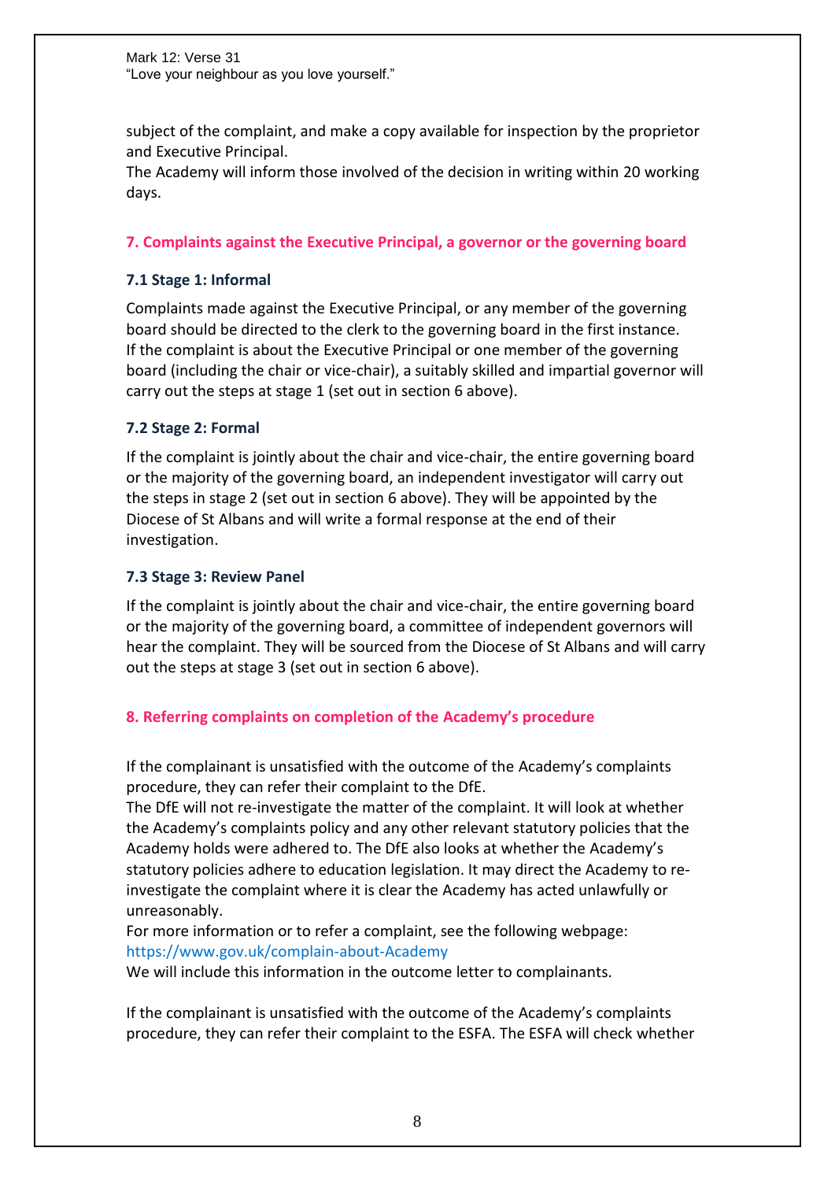subject of the complaint, and make a copy available for inspection by the proprietor and Executive Principal.
The Academy will inform those involved of the decision in writing within 20 working days.

## 7. Complaints against the Executive Principal, a governor or the governing board

### 7.1 Stage 1: Informal

Complaints made against the Executive Principal, or any member of the governing board should be directed to the clerk to the governing board in the first instance.
If the complaint is about the Executive Principal or one member of the governing board (including the chair or vice-chair), a suitably skilled and impartial governor will carry out the steps at stage 1 (set out in section 6 above).

### 7.2 Stage 2: Formal

If the complaint is jointly about the chair and vice-chair, the entire governing board or the majority of the governing board, an independent investigator will carry out the steps in stage 2 (set out in section 6 above). They will be appointed by the Diocese of St Albans and will write a formal response at the end of their investigation.

### 7.3 Stage 3: Review Panel

If the complaint is jointly about the chair and vice-chair, the entire governing board or the majority of the governing board, a committee of independent governors will hear the complaint. They will be sourced from the Diocese of St Albans and will carry out the steps at stage 3 (set out in section 6 above).

## 8. Referring complaints on completion of the Academy's procedure

If the complainant is unsatisfied with the outcome of the Academy's complaints procedure, they can refer their complaint to the DfE.
The DfE will not re-investigate the matter of the complaint. It will look at whether the Academy's complaints policy and any other relevant statutory policies that the Academy holds were adhered to. The DfE also looks at whether the Academy's statutory policies adhere to education legislation. It may direct the Academy to re-investigate the complaint where it is clear the Academy has acted unlawfully or unreasonably.
For more information or to refer a complaint, see the following webpage:
https://www.gov.uk/complain-about-Academy
We will include this information in the outcome letter to complainants.

If the complainant is unsatisfied with the outcome of the Academy's complaints procedure, they can refer their complaint to the ESFA. The ESFA will check whether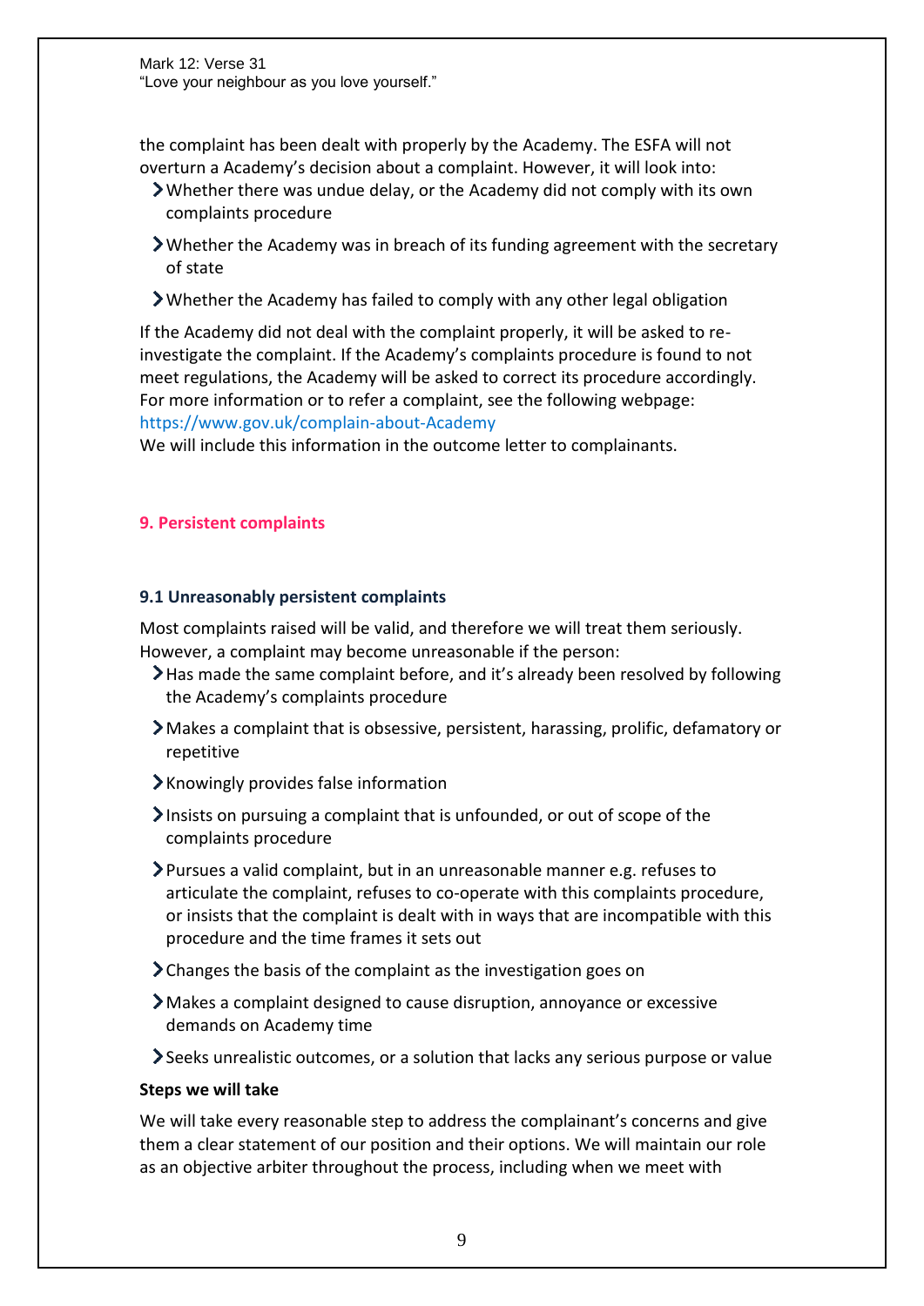the complaint has been dealt with properly by the Academy. The ESFA will not overturn a Academy's decision about a complaint. However, it will look into:

- Whether there was undue delay, or the Academy did not comply with its own complaints procedure
- Whether the Academy was in breach of its funding agreement with the secretary of state
- Whether the Academy has failed to comply with any other legal obligation

If the Academy did not deal with the complaint properly, it will be asked to re-investigate the complaint. If the Academy's complaints procedure is found to not meet regulations, the Academy will be asked to correct its procedure accordingly. For more information or to refer a complaint, see the following webpage: https://www.gov.uk/complain-about-Academy

We will include this information in the outcome letter to complainants.

## 9. Persistent complaints

### 9.1 Unreasonably persistent complaints

Most complaints raised will be valid, and therefore we will treat them seriously. However, a complaint may become unreasonable if the person:

- Has made the same complaint before, and it's already been resolved by following the Academy's complaints procedure
- Makes a complaint that is obsessive, persistent, harassing, prolific, defamatory or repetitive
- Knowingly provides false information
- Insists on pursuing a complaint that is unfounded, or out of scope of the complaints procedure
- Pursues a valid complaint, but in an unreasonable manner e.g. refuses to articulate the complaint, refuses to co-operate with this complaints procedure, or insists that the complaint is dealt with in ways that are incompatible with this procedure and the time frames it sets out
- Changes the basis of the complaint as the investigation goes on
- Makes a complaint designed to cause disruption, annoyance or excessive demands on Academy time
- Seeks unrealistic outcomes, or a solution that lacks any serious purpose or value

**Steps we will take**

We will take every reasonable step to address the complainant's concerns and give them a clear statement of our position and their options. We will maintain our role as an objective arbiter throughout the process, including when we meet with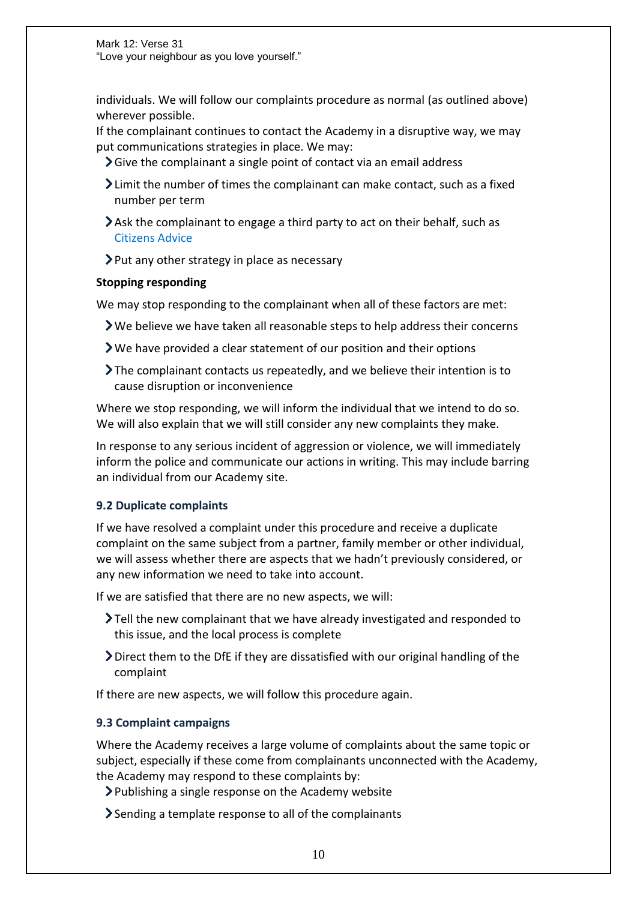individuals. We will follow our complaints procedure as normal (as outlined above) wherever possible.

If the complainant continues to contact the Academy in a disruptive way, we may put communications strategies in place. We may:

- Give the complainant a single point of contact via an email address
- Limit the number of times the complainant can make contact, such as a fixed number per term
- Ask the complainant to engage a third party to act on their behalf, such as Citizens Advice
- Put any other strategy in place as necessary

**Stopping responding**

We may stop responding to the complainant when all of these factors are met:

- We believe we have taken all reasonable steps to help address their concerns
- We have provided a clear statement of our position and their options
- The complainant contacts us repeatedly, and we believe their intention is to cause disruption or inconvenience

Where we stop responding, we will inform the individual that we intend to do so. We will also explain that we will still consider any new complaints they make.

In response to any serious incident of aggression or violence, we will immediately inform the police and communicate our actions in writing. This may include barring an individual from our Academy site.

### 9.2 Duplicate complaints

If we have resolved a complaint under this procedure and receive a duplicate complaint on the same subject from a partner, family member or other individual, we will assess whether there are aspects that we hadn't previously considered, or any new information we need to take into account.

If we are satisfied that there are no new aspects, we will:

- Tell the new complainant that we have already investigated and responded to this issue, and the local process is complete
- Direct them to the DfE if they are dissatisfied with our original handling of the complaint

If there are new aspects, we will follow this procedure again.

### 9.3 Complaint campaigns

Where the Academy receives a large volume of complaints about the same topic or subject, especially if these come from complainants unconnected with the Academy, the Academy may respond to these complaints by:

- Publishing a single response on the Academy website
- Sending a template response to all of the complainants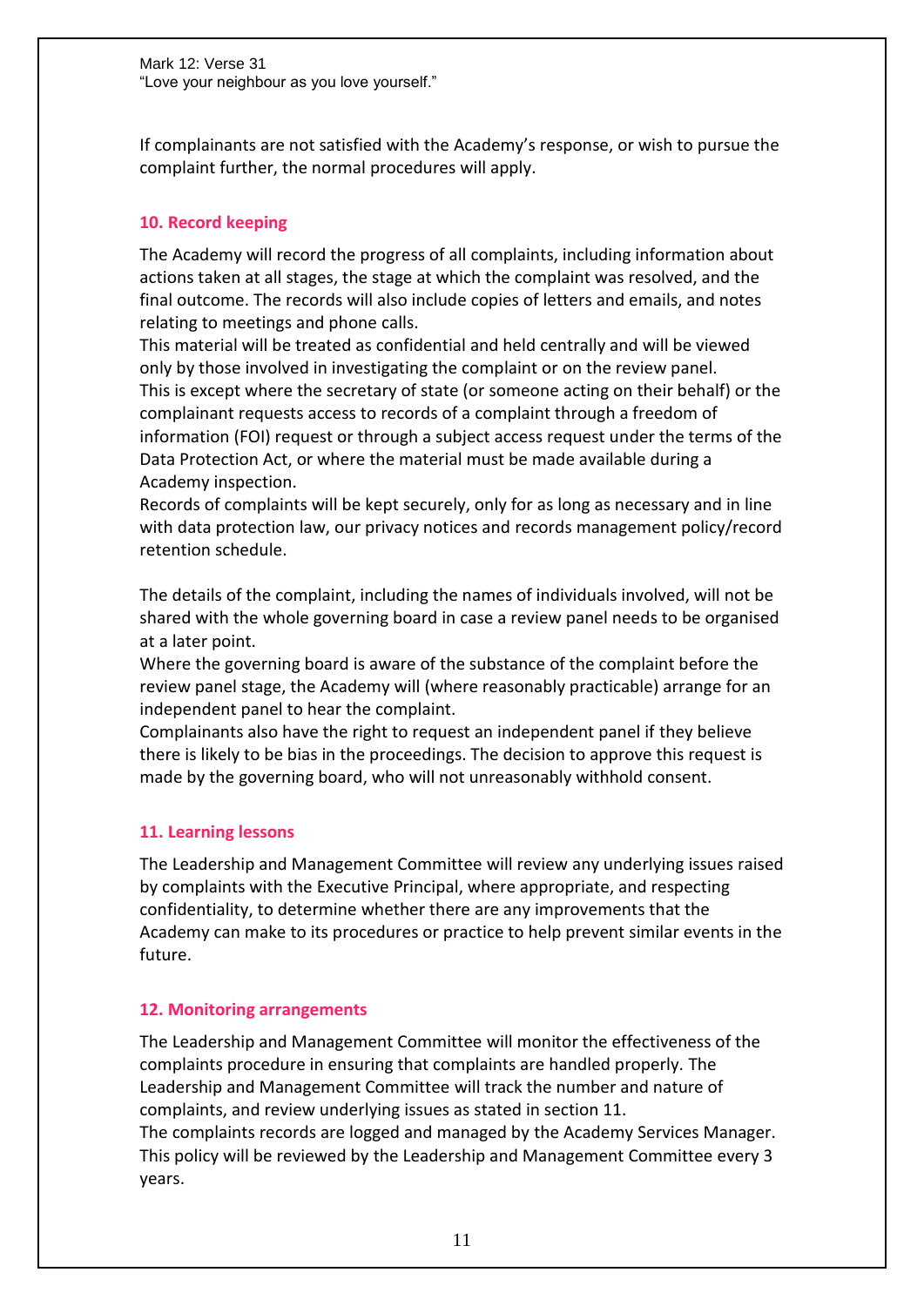If complainants are not satisfied with the Academy's response, or wish to pursue the complaint further, the normal procedures will apply.

## 10. Record keeping

The Academy will record the progress of all complaints, including information about actions taken at all stages, the stage at which the complaint was resolved, and the final outcome. The records will also include copies of letters and emails, and notes relating to meetings and phone calls.

This material will be treated as confidential and held centrally and will be viewed only by those involved in investigating the complaint or on the review panel.

This is except where the secretary of state (or someone acting on their behalf) or the complainant requests access to records of a complaint through a freedom of information (FOI) request or through a subject access request under the terms of the Data Protection Act, or where the material must be made available during a Academy inspection.

Records of complaints will be kept securely, only for as long as necessary and in line with data protection law, our privacy notices and records management policy/record retention schedule.

The details of the complaint, including the names of individuals involved, will not be shared with the whole governing board in case a review panel needs to be organised at a later point.

Where the governing board is aware of the substance of the complaint before the review panel stage, the Academy will (where reasonably practicable) arrange for an independent panel to hear the complaint.

Complainants also have the right to request an independent panel if they believe there is likely to be bias in the proceedings. The decision to approve this request is made by the governing board, who will not unreasonably withhold consent.

## 11. Learning lessons

The Leadership and Management Committee will review any underlying issues raised by complaints with the Executive Principal, where appropriate, and respecting confidentiality, to determine whether there are any improvements that the Academy can make to its procedures or practice to help prevent similar events in the future.

## 12. Monitoring arrangements

The Leadership and Management Committee will monitor the effectiveness of the complaints procedure in ensuring that complaints are handled properly. The Leadership and Management Committee will track the number and nature of complaints, and review underlying issues as stated in section 11.

The complaints records are logged and managed by the Academy Services Manager.

This policy will be reviewed by the Leadership and Management Committee every 3 years.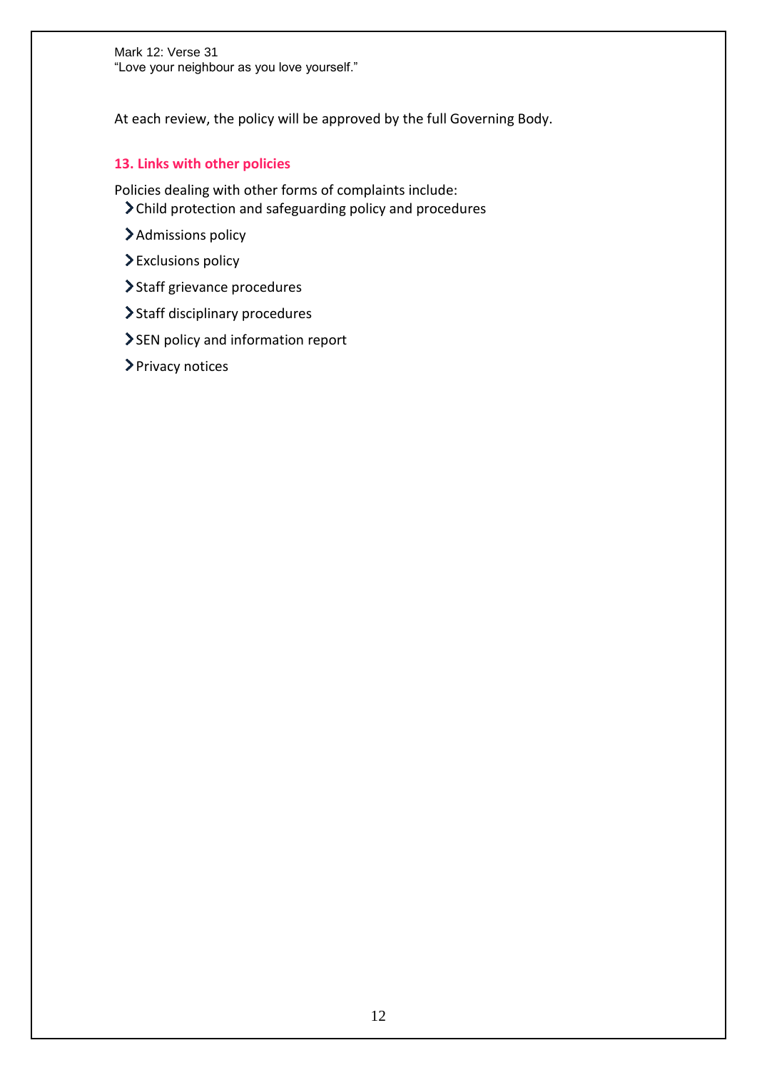At each review, the policy will be approved by the full Governing Body.

## 13. Links with other policies

Policies dealing with other forms of complaints include:

- Child protection and safeguarding policy and procedures
- Admissions policy
- Exclusions policy
- Staff grievance procedures
- Staff disciplinary procedures
- SEN policy and information report
- Privacy notices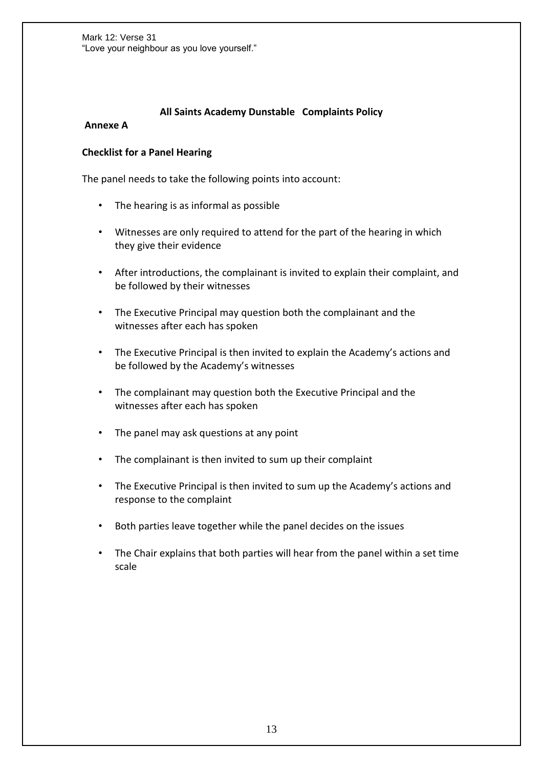Mark 12: Verse 31
"Love your neighbour as you love yourself."

## All Saints Academy Dunstable Complaints Policy

**Annexe A**

**Checklist for a Panel Hearing**

The panel needs to take the following points into account:

- The hearing is as informal as possible
- Witnesses are only required to attend for the part of the hearing in which they give their evidence
- After introductions, the complainant is invited to explain their complaint, and be followed by their witnesses
- The Executive Principal may question both the complainant and the witnesses after each has spoken
- The Executive Principal is then invited to explain the Academy's actions and be followed by the Academy's witnesses
- The complainant may question both the Executive Principal and the witnesses after each has spoken
- The panel may ask questions at any point
- The complainant is then invited to sum up their complaint
- The Executive Principal is then invited to sum up the Academy's actions and response to the complaint
- Both parties leave together while the panel decides on the issues
- The Chair explains that both parties will hear from the panel within a set time scale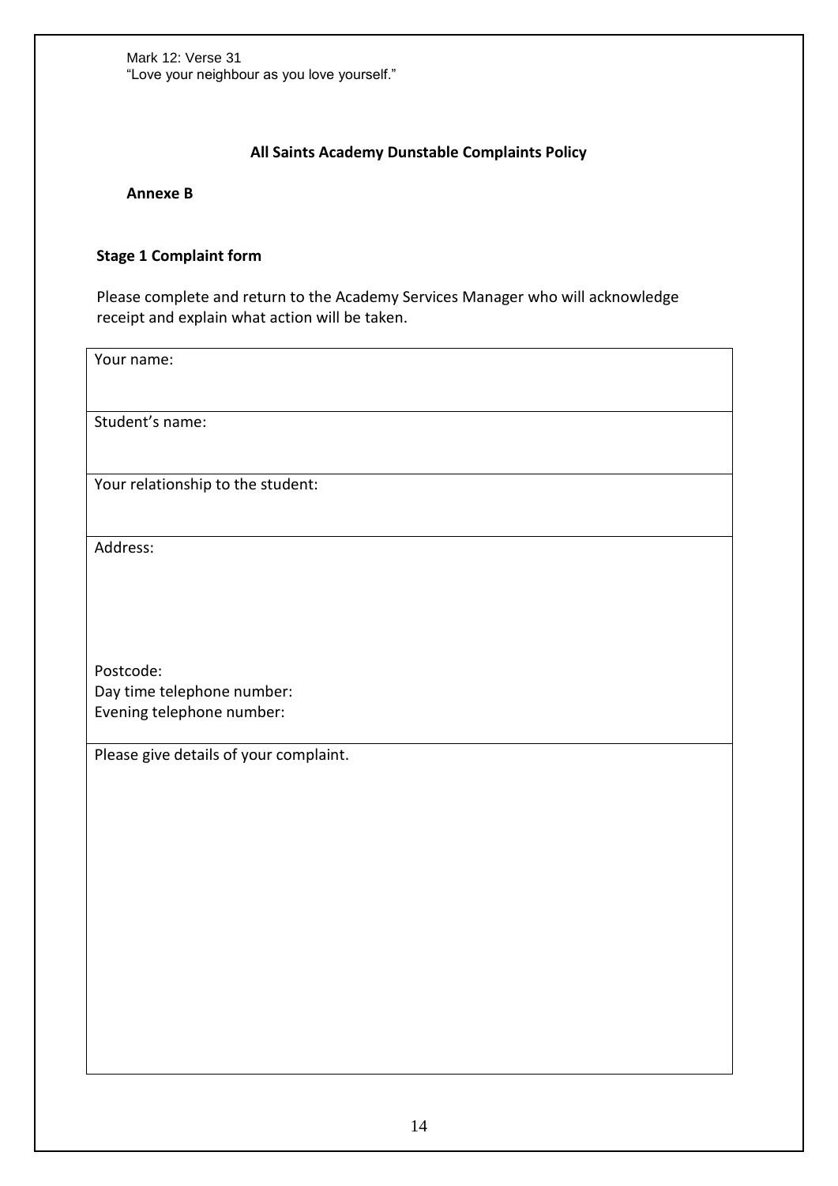Mark 12: Verse 31
"Love your neighbour as you love yourself."

## All Saints Academy Dunstable Complaints Policy

**Annexe B**

### Stage 1 Complaint form

Please complete and return to the Academy Services Manager who will acknowledge receipt and explain what action will be taken.

| Your name: |
|---|
| Student's name: |
| Your relationship to the student: |
| Address:<br><br><br>Postcode:<br>Day time telephone number:<br>Evening telephone number: |
| Please give details of your complaint. |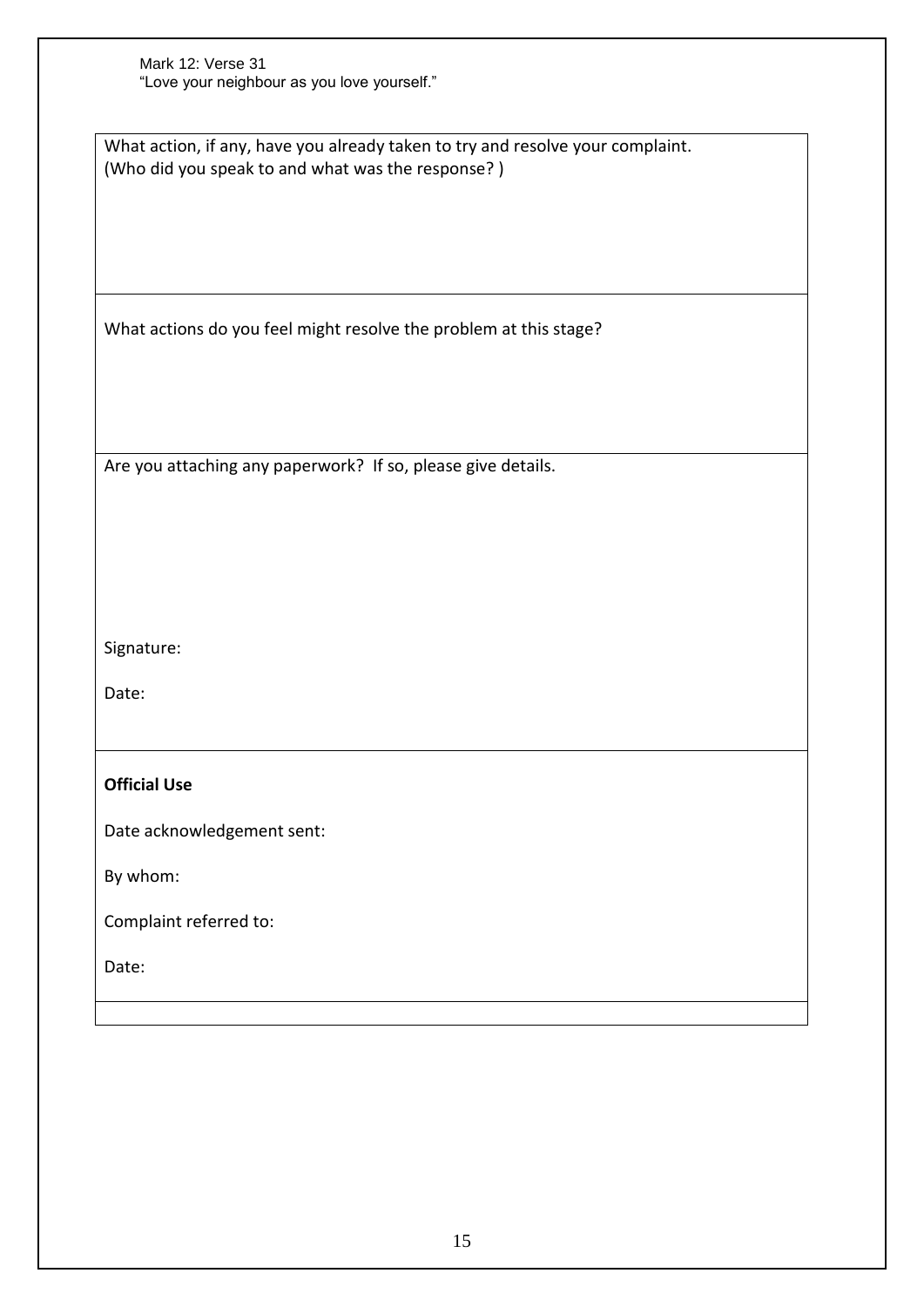Mark 12: Verse 31
"Love your neighbour as you love yourself."

| What action, if any, have you already taken to try and resolve your complaint.<br>(Who did you speak to and what was the response? ) |
|---|
| What actions do you feel might resolve the problem at this stage? |
| Are you attaching any paperwork? If so, please give details.<br><br>Signature:<br><br>Date: |
| **Official Use**<br><br>Date acknowledgement sent:<br><br>By whom:<br><br>Complaint referred to:<br><br>Date: |
| |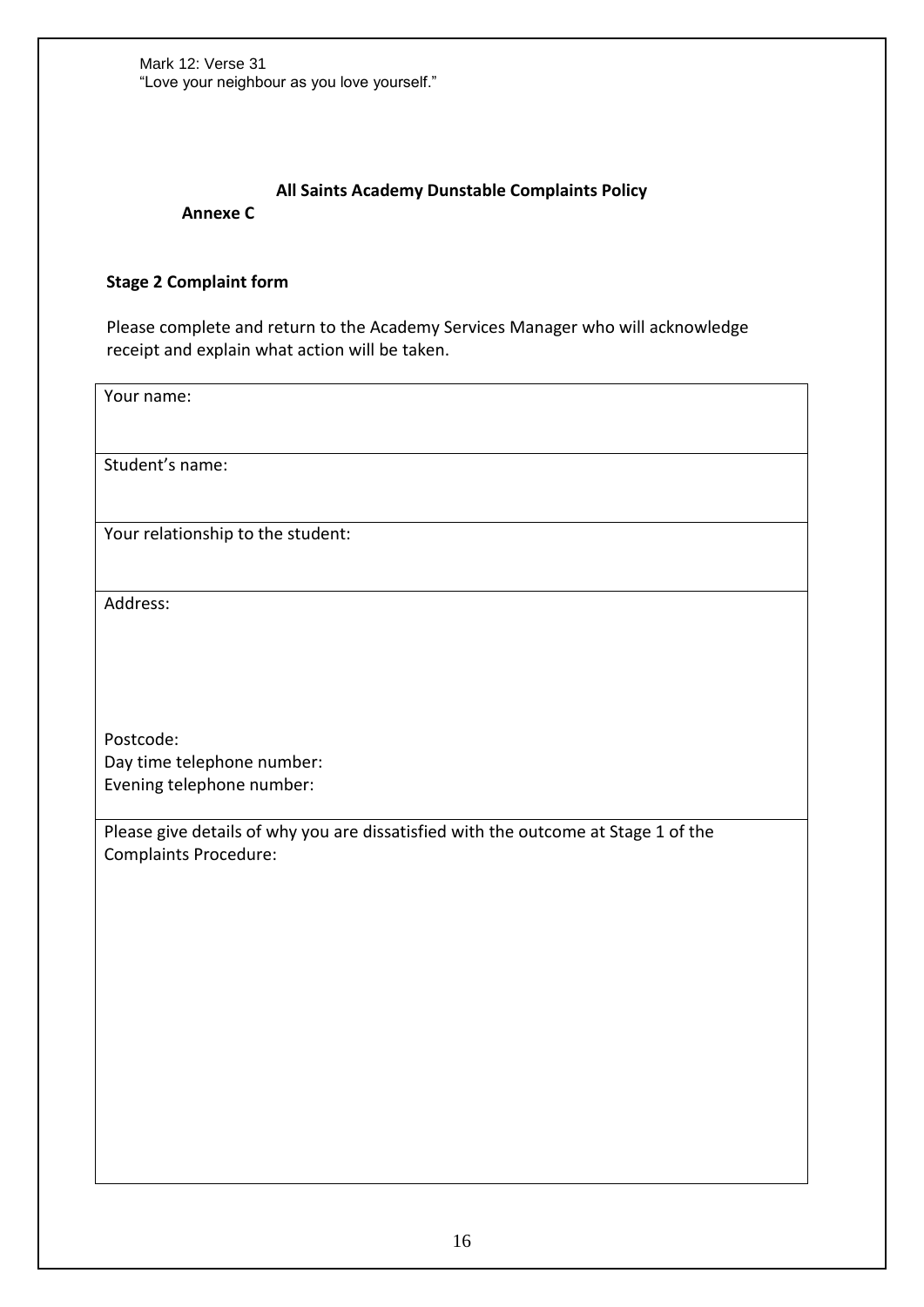Mark 12: Verse 31
"Love your neighbour as you love yourself."

## All Saints Academy Dunstable Complaints Policy

**Annexe C**

### Stage 2 Complaint form

Please complete and return to the Academy Services Manager who will acknowledge receipt and explain what action will be taken.

| Your name: |
|---|
| Student's name: |
| Your relationship to the student: |
| Address:<br><br><br>Postcode:<br>Day time telephone number:<br>Evening telephone number: |
| Please give details of why you are dissatisfied with the outcome at Stage 1 of the Complaints Procedure: |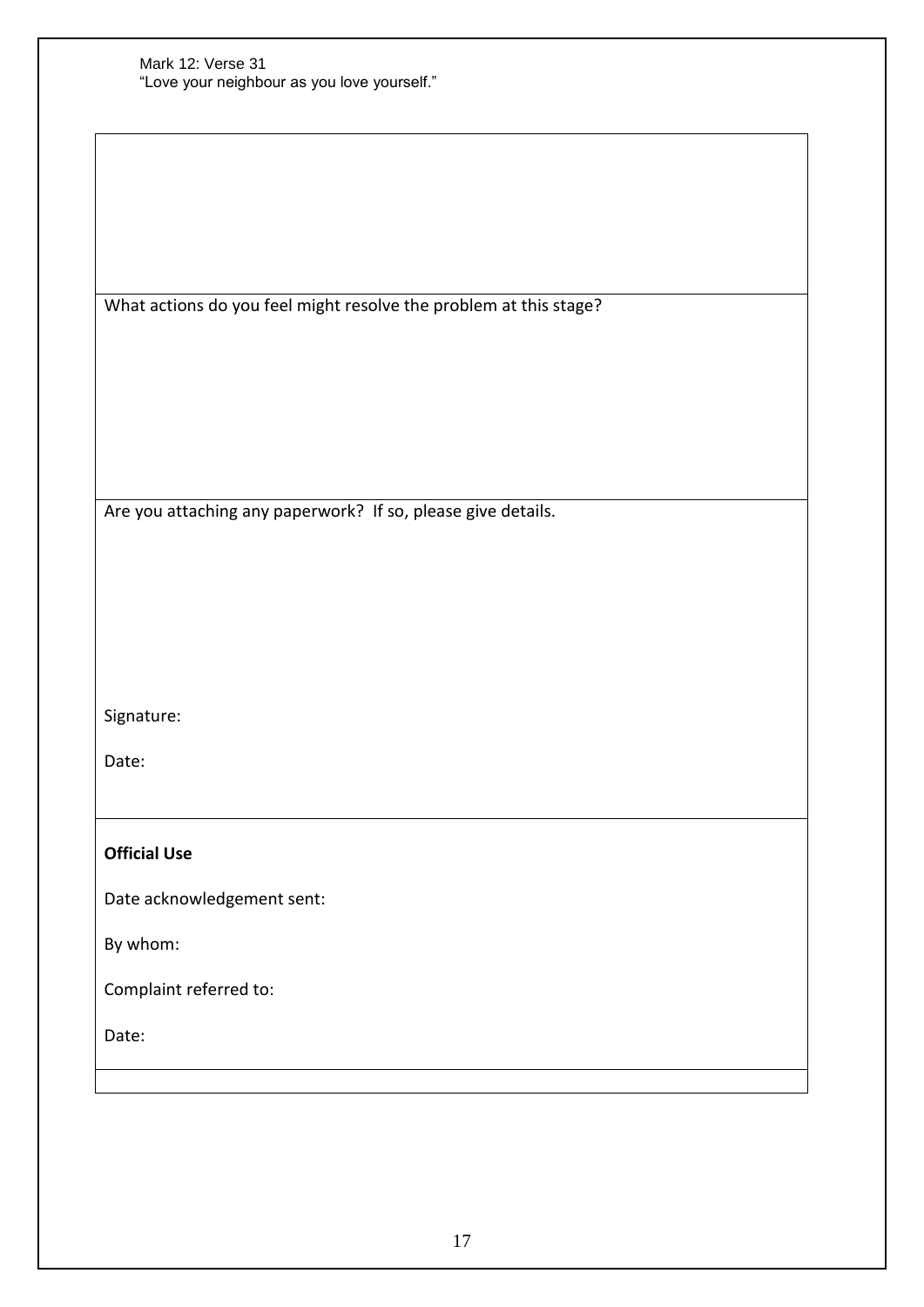Mark 12: Verse 31
"Love your neighbour as you love yourself."

What actions do you feel might resolve the problem at this stage?

Are you attaching any paperwork? If so, please give details.

Signature:

Date:

**Official Use**

Date acknowledgement sent:

By whom:

Complaint referred to:

Date: